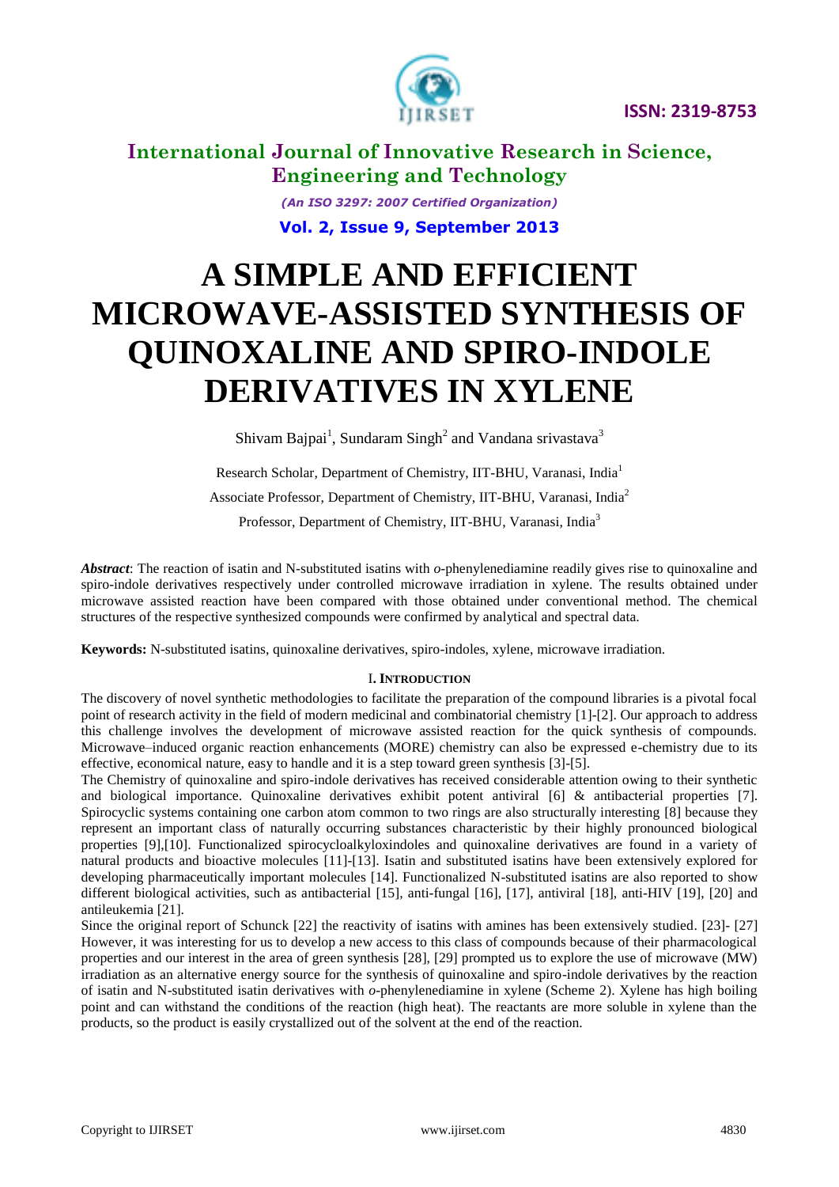# A SIMPLE AND EFFICIENT MICROWAVE-ASSISTED SYNTHESIS OF QUINOXALINE AND SPIRO-INDOLE DERIVATIVES IN XYLENE

Shivam Bajpai[1], Sundaram Singh[2] and Vandana srivastava[3]

Research Scholar, Department of Chemistry, IIT-BHU, Varanasi, India[1]

Associate Professor, Department of Chemistry, IIT-BHU, Varanasi, India[2]

Professor, Department of Chemistry, IIT-BHU, Varanasi, India[3]

***Abstract***: The reaction of isatin and N-substituted isatins with *o*-phenylenediamine readily gives rise to quinoxaline and spiro-indole derivatives respectively under controlled microwave irradiation in xylene. The results obtained under microwave assisted reaction have been compared with those obtained under conventional method. The chemical structures of the respective synthesized compounds were confirmed by analytical and spectral data.

**Keywords:** N-substituted isatins, quinoxaline derivatives, spiro-indoles, xylene, microwave irradiation.

## I. Introduction

The discovery of novel synthetic methodologies to facilitate the preparation of the compound libraries is a pivotal focal point of research activity in the field of modern medicinal and combinatorial chemistry [1]-[2]. Our approach to address this challenge involves the development of microwave assisted reaction for the quick synthesis of compounds. Microwave–induced organic reaction enhancements (MORE) chemistry can also be expressed e-chemistry due to its effective, economical nature, easy to handle and it is a step toward green synthesis [3]-[5].

The Chemistry of quinoxaline and spiro-indole derivatives has received considerable attention owing to their synthetic and biological importance. Quinoxaline derivatives exhibit potent antiviral [6] & antibacterial properties [7]. Spirocyclic systems containing one carbon atom common to two rings are also structurally interesting [8] because they represent an important class of naturally occurring substances characteristic by their highly pronounced biological properties [9],[10]. Functionalized spirocycloalkyloxindoles and quinoxaline derivatives are found in a variety of natural products and bioactive molecules [11]-[13]. Isatin and substituted isatins have been extensively explored for developing pharmaceutically important molecules [14]. Functionalized N-substituted isatins are also reported to show different biological activities, such as antibacterial [15], anti-fungal [16], [17], antiviral [18], anti-HIV [19], [20] and antileukemia [21].

Since the original report of Schunck [22] the reactivity of isatins with amines has been extensively studied. [23]- [27] However, it was interesting for us to develop a new access to this class of compounds because of their pharmacological properties and our interest in the area of green synthesis [28], [29] prompted us to explore the use of microwave (MW) irradiation as an alternative energy source for the synthesis of quinoxaline and spiro-indole derivatives by the reaction of isatin and N-substituted isatin derivatives with *o*-phenylenediamine in xylene (Scheme 2). Xylene has high boiling point and can withstand the conditions of the reaction (high heat). The reactants are more soluble in xylene than the products, so the product is easily crystallized out of the solvent at the end of the reaction.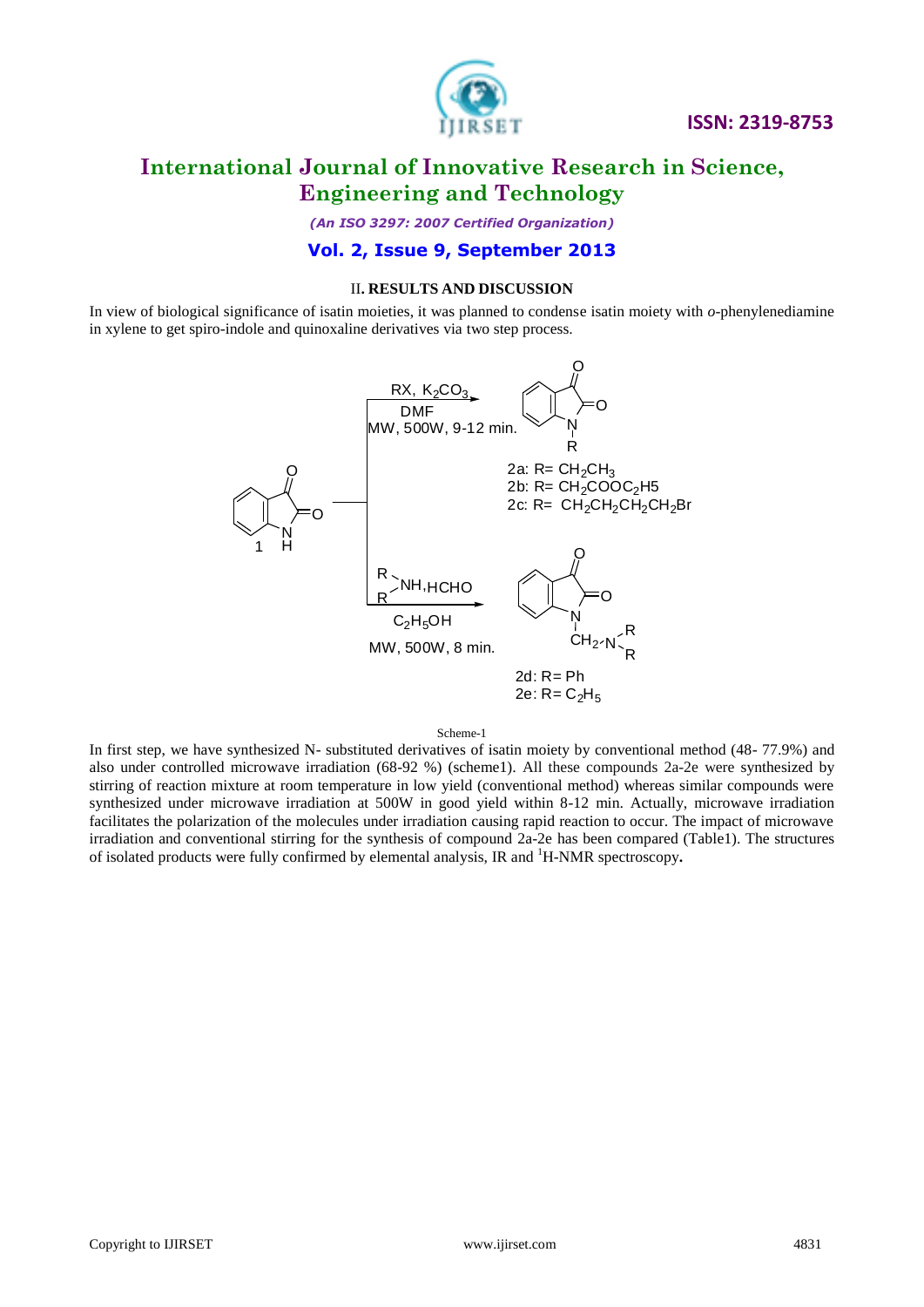## II. RESULTS AND DISCUSSION

In view of biological significance of isatin moieties, it was planned to condense isatin moiety with *o*-phenylenediamine in xylene to get spiro-indole and quinoxaline derivatives via two step process.

Scheme-1

In first step, we have synthesized N- substituted derivatives of isatin moiety by conventional method (48- 77.9%) and also under controlled microwave irradiation (68-92 %) (scheme1). All these compounds 2a-2e were synthesized by stirring of reaction mixture at room temperature in low yield (conventional method) whereas similar compounds were synthesized under microwave irradiation at 500W in good yield within 8-12 min. Actually, microwave irradiation facilitates the polarization of the molecules under irradiation causing rapid reaction to occur. The impact of microwave irradiation and conventional stirring for the synthesis of compound 2a-2e has been compared (Table1). The structures of isolated products were fully confirmed by elemental analysis, IR and $^{1}$H-NMR spectroscopy**.**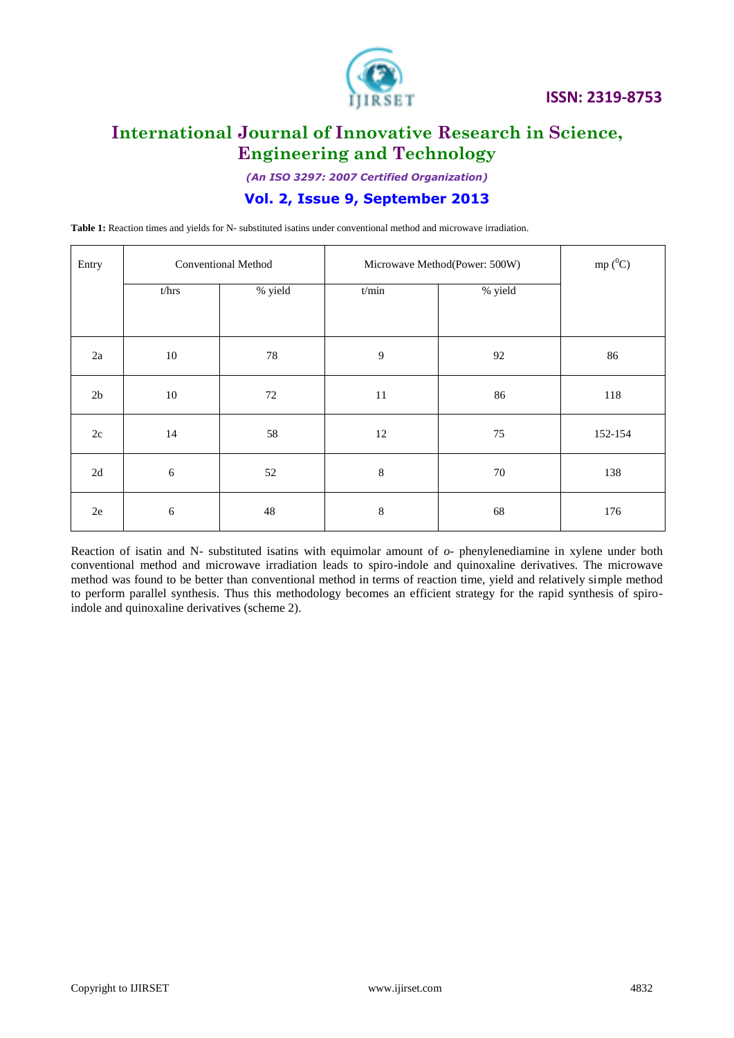**Table 1:** Reaction times and yields for N- substituted isatins under conventional method and microwave irradiation.

| Entry | Conventional Method | | Microwave Method(Power: 500W) | | mp ($^0$C) |
|---|---|---|---|---|---|
| | t/hrs | % yield | t/min | % yield | |
| 2a | 10 | 78 | 9 | 92 | 86 |
| 2b | 10 | 72 | 11 | 86 | 118 |
| 2c | 14 | 58 | 12 | 75 | 152-154 |
| 2d | 6 | 52 | 8 | 70 | 138 |
| 2e | 6 | 48 | 8 | 68 | 176 |

Reaction of isatin and N- substituted isatins with equimolar amount of *o*- phenylenediamine in xylene under both conventional method and microwave irradiation leads to spiro-indole and quinoxaline derivatives. The microwave method was found to be better than conventional method in terms of reaction time, yield and relatively simple method to perform parallel synthesis. Thus this methodology becomes an efficient strategy for the rapid synthesis of spiro-indole and quinoxaline derivatives (scheme 2).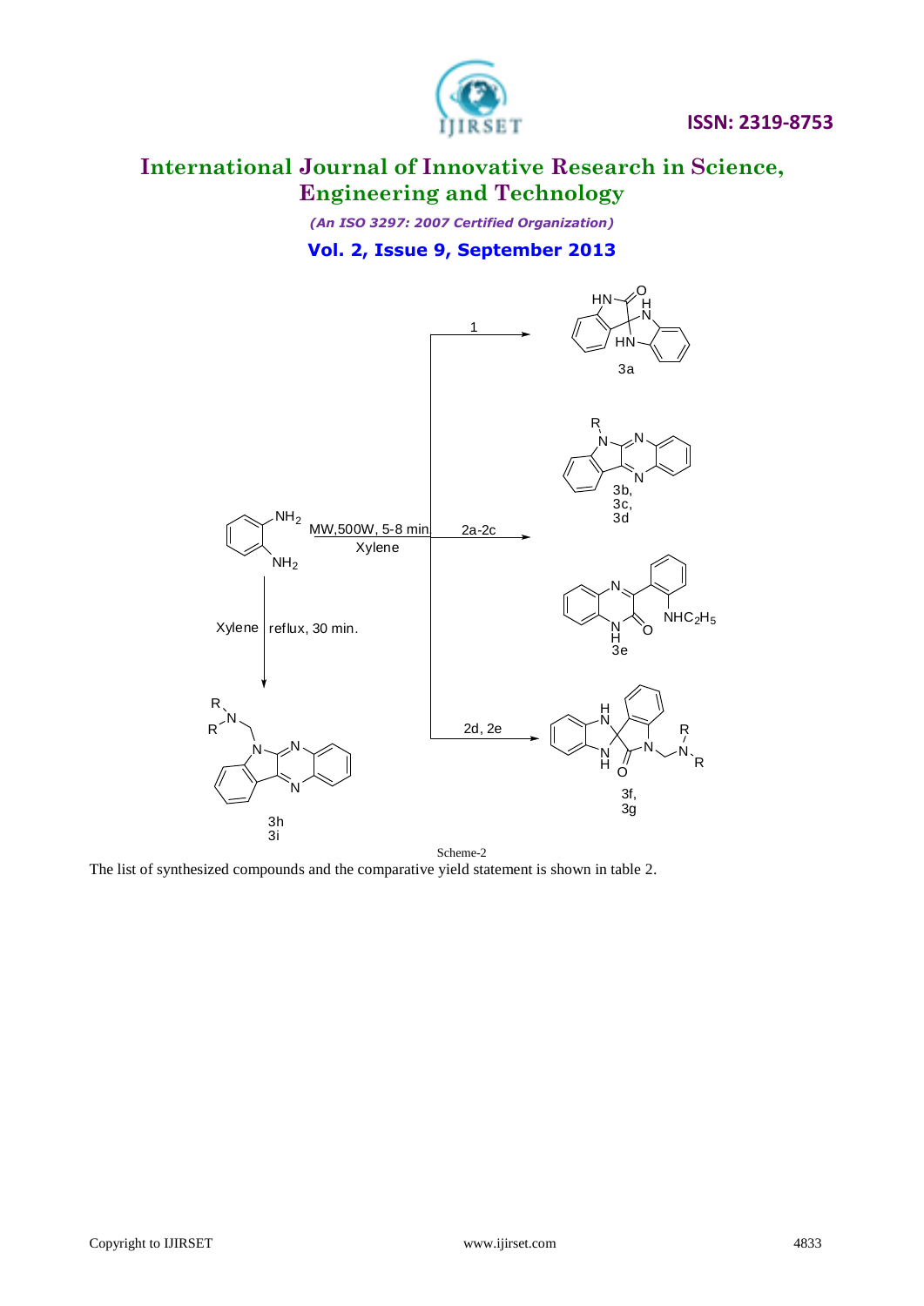Scheme-2

The list of synthesized compounds and the comparative yield statement is shown in table 2.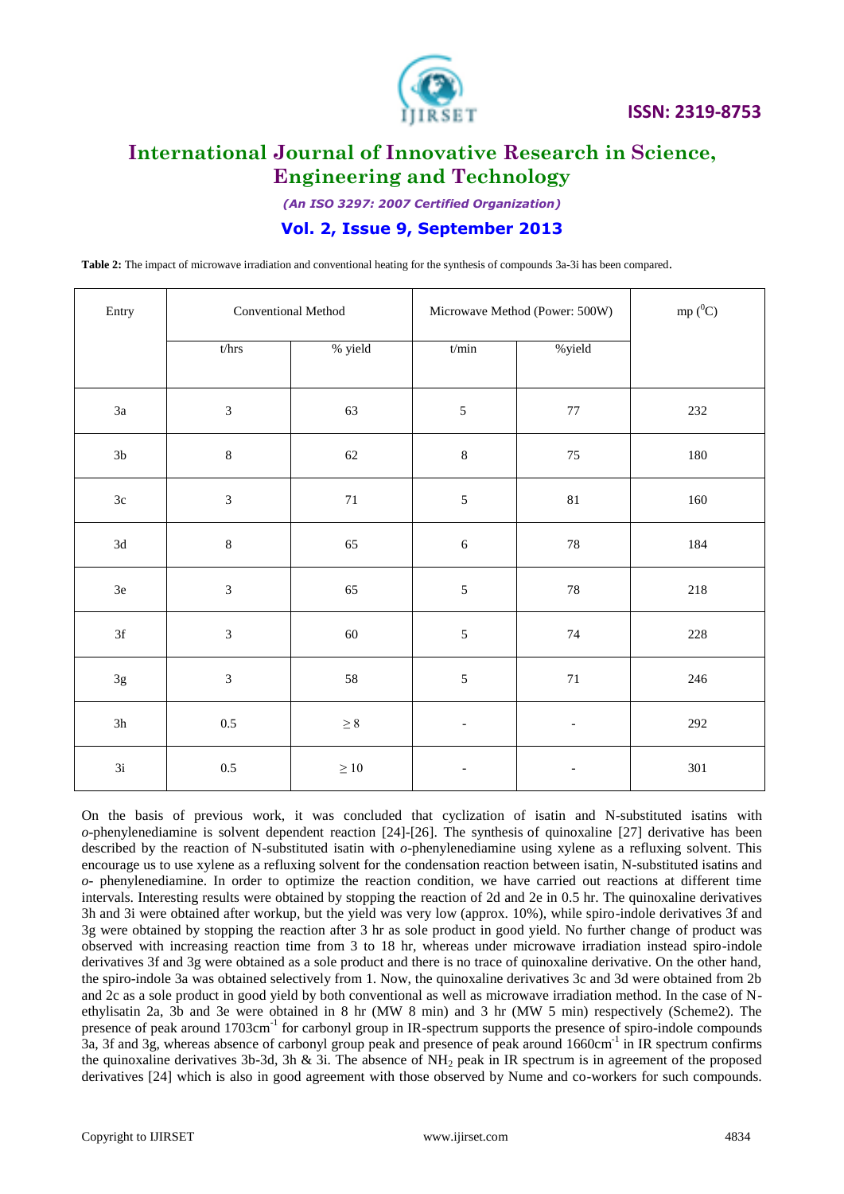**Table 2:** The impact of microwave irradiation and conventional heating for the synthesis of compounds 3a-3i has been compared.

| Entry | Conventional Method | | Microwave Method (Power: 500W) | | mp ($^0$C) |
|---|---|---|---|---|---|
| | t/hrs | % yield | t/min | %yield | |
| 3a | 3 | 63 | 5 | 77 | 232 |
| 3b | 8 | 62 | 8 | 75 | 180 |
| 3c | 3 | 71 | 5 | 81 | 160 |
| 3d | 8 | 65 | 6 | 78 | 184 |
| 3e | 3 | 65 | 5 | 78 | 218 |
| 3f | 3 | 60 | 5 | 74 | 228 |
| 3g | 3 | 58 | 5 | 71 | 246 |
| 3h | 0.5 | $\geq 8$ | - | - | 292 |
| 3i | 0.5 | $\geq 10$ | - | - | 301 |

On the basis of previous work, it was concluded that cyclization of isatin and N-substituted isatins with *o*-phenylenediamine is solvent dependent reaction [24]-[26]. The synthesis of quinoxaline [27] derivative has been described by the reaction of N-substituted isatin with *o*-phenylenediamine using xylene as a refluxing solvent. This encourage us to use xylene as a refluxing solvent for the condensation reaction between isatin, N-substituted isatins and *o*- phenylenediamine. In order to optimize the reaction condition, we have carried out reactions at different time intervals. Interesting results were obtained by stopping the reaction of 2d and 2e in 0.5 hr. The quinoxaline derivatives 3h and 3i were obtained after workup, but the yield was very low (approx. 10%), while spiro-indole derivatives 3f and 3g were obtained by stopping the reaction after 3 hr as sole product in good yield. No further change of product was observed with increasing reaction time from 3 to 18 hr, whereas under microwave irradiation instead spiro-indole derivatives 3f and 3g were obtained as a sole product and there is no trace of quinoxaline derivative. On the other hand, the spiro-indole 3a was obtained selectively from 1. Now, the quinoxaline derivatives 3c and 3d were obtained from 2b and 2c as a sole product in good yield by both conventional as well as microwave irradiation method. In the case of N-ethylisatin 2a, 3b and 3e were obtained in 8 hr (MW 8 min) and 3 hr (MW 5 min) respectively (Scheme2). The presence of peak around 1703cm$^{-1}$ for carbonyl group in IR-spectrum supports the presence of spiro-indole compounds 3a, 3f and 3g, whereas absence of carbonyl group peak and presence of peak around 1660cm$^{-1}$ in IR spectrum confirms the quinoxaline derivatives 3b-3d, 3h & 3i. The absence of $NH_2$ peak in IR spectrum is in agreement of the proposed derivatives [24] which is also in good agreement with those observed by Nume and co-workers for such compounds.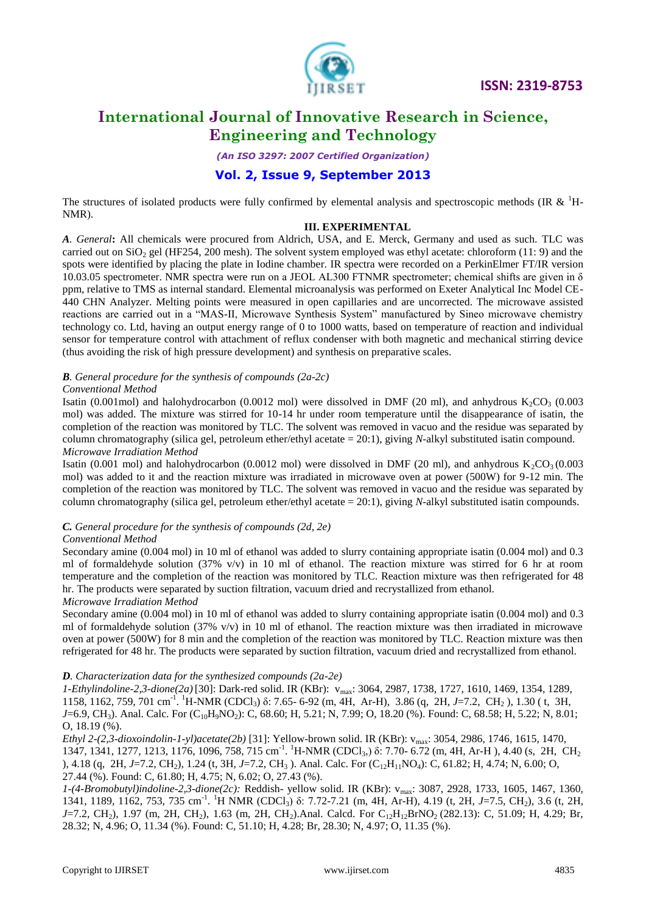The structures of isolated products were fully confirmed by elemental analysis and spectroscopic methods (IR & $^1$H-NMR).

## III. EXPERIMENTAL

***A*. *General*:** All chemicals were procured from Aldrich, USA, and E. Merck, Germany and used as such. TLC was carried out on $SiO_2$ gel (HF254, 200 mesh). The solvent system employed was ethyl acetate: chloroform (11: 9) and the spots were identified by placing the plate in Iodine chamber. IR spectra were recorded on a PerkinElmer FT/IR version 10.03.05 spectrometer. NMR spectra were run on a JEOL AL300 FTNMR spectrometer; chemical shifts are given in δ ppm, relative to TMS as internal standard. Elemental microanalysis was performed on Exeter Analytical Inc Model CE-440 CHN Analyzer. Melting points were measured in open capillaries and are uncorrected. The microwave assisted reactions are carried out in a "MAS-II, Microwave Synthesis System" manufactured by Sineo microwave chemistry technology co. Ltd, having an output energy range of 0 to 1000 watts, based on temperature of reaction and individual sensor for temperature control with attachment of reflux condenser with both magnetic and mechanical stirring device (thus avoiding the risk of high pressure development) and synthesis on preparative scales.

***B*. *General procedure for the synthesis of compounds (2a-2c)***

*Conventional Method*

Isatin (0.001mol) and halohydrocarbon (0.0012 mol) were dissolved in DMF (20 ml), and anhydrous $K_2CO_3$ (0.003 mol) was added. The mixture was stirred for 10-14 hr under room temperature until the disappearance of isatin, the completion of the reaction was monitored by TLC. The solvent was removed in vacuo and the residue was separated by column chromatography (silica gel, petroleum ether/ethyl acetate = 20:1), giving *N*-alkyl substituted isatin compound.

*Microwave Irradiation Method*

Isatin (0.001 mol) and halohydrocarbon (0.0012 mol) were dissolved in DMF (20 ml), and anhydrous $K_2CO_3$ (0.003 mol) was added to it and the reaction mixture was irradiated in microwave oven at power (500W) for 9-12 min. The completion of the reaction was monitored by TLC. The solvent was removed in vacuo and the residue was separated by column chromatography (silica gel, petroleum ether/ethyl acetate = 20:1), giving *N*-alkyl substituted isatin compounds.

***C.* *General procedure for the synthesis of compounds (2d, 2e)***

*Conventional Method*

Secondary amine (0.004 mol) in 10 ml of ethanol was added to slurry containing appropriate isatin (0.004 mol) and 0.3 ml of formaldehyde solution (37% v/v) in 10 ml of ethanol. The reaction mixture was stirred for 6 hr at room temperature and the completion of the reaction was monitored by TLC. Reaction mixture was then refrigerated for 48 hr. The products were separated by suction filtration, vacuum dried and recrystallized from ethanol.

*Microwave Irradiation Method*

Secondary amine (0.004 mol) in 10 ml of ethanol was added to slurry containing appropriate isatin (0.004 mol) and 0.3 ml of formaldehyde solution (37% v/v) in 10 ml of ethanol. The reaction mixture was then irradiated in microwave oven at power (500W) for 8 min and the completion of the reaction was monitored by TLC. Reaction mixture was then refrigerated for 48 hr. The products were separated by suction filtration, vacuum dried and recrystallized from ethanol.

***D*. *Characterization data for the synthesized compounds (2a-2e)***

*1-Ethylindoline-2,3-dione(2a)* [30]: Dark-red solid. IR (KBr): $v_{max}$: 3064, 2987, 1738, 1727, 1610, 1469, 1354, 1289, 1158, 1162, 759, 701 $cm^{-1}$. $^1$H-NMR ($CDCl_3$) δ: 7.65- 6-92 (m, 4H, Ar-H), 3.86 (q, 2H, $J$=7.2, $CH_2$ ), 1.30 ( t, 3H, $J$=6.9, $CH_3$). Anal. Calc. For ($C_{10}H_9NO_2$): C, 68.60; H, 5.21; N, 7.99; O, 18.20 (%). Found: C, 68.58; H, 5.22; N, 8.01; O, 18.19 (%).

*Ethyl 2-(2,3-dioxoindolin-1-yl)acetate(2b)* [31]: Yellow-brown solid. IR (KBr): $v_{max}$: 3054, 2986, 1746, 1615, 1470, 1347, 1341, 1277, 1213, 1176, 1096, 758, 715 $cm^{-1}$. $^1$H-NMR ($CDCl_3$,) δ: 7.70- 6.72 (m, 4H, Ar-H ), 4.40 (s, 2H, $CH_2$ ), 4.18 (q, 2H, $J$=7.2, $CH_2$), 1.24 (t, 3H, $J$=7.2, $CH_3$ ). Anal. Calc. For ($C_{12}H_{11}NO_4$): C, 61.82; H, 4.74; N, 6.00; O, 27.44 (%). Found: C, 61.80; H, 4.75; N, 6.02; O, 27.43 (%).

*1-(4-Bromobutyl)indoline-2,3-dione(2c):* Reddish- yellow solid. IR (KBr): $v_{max}$: 3087, 2928, 1733, 1605, 1467, 1360, 1341, 1189, 1162, 753, 735 $cm^{-1}$. $^1$H NMR ($CDCl_3$) δ: 7.72-7.21 (m, 4H, Ar-H), 4.19 (t, 2H, $J$=7.5, $CH_2$), 3.6 (t, 2H, $J$=7.2, $CH_2$), 1.97 (m, 2H, $CH_2$), 1.63 (m, 2H, $CH_2$).Anal. Calcd. For $C_{12}H_{12}BrNO_2$ (282.13): C, 51.09; H, 4.29; Br, 28.32; N, 4.96; O, 11.34 (%). Found: C, 51.10; H, 4.28; Br, 28.30; N, 4.97; O, 11.35 (%).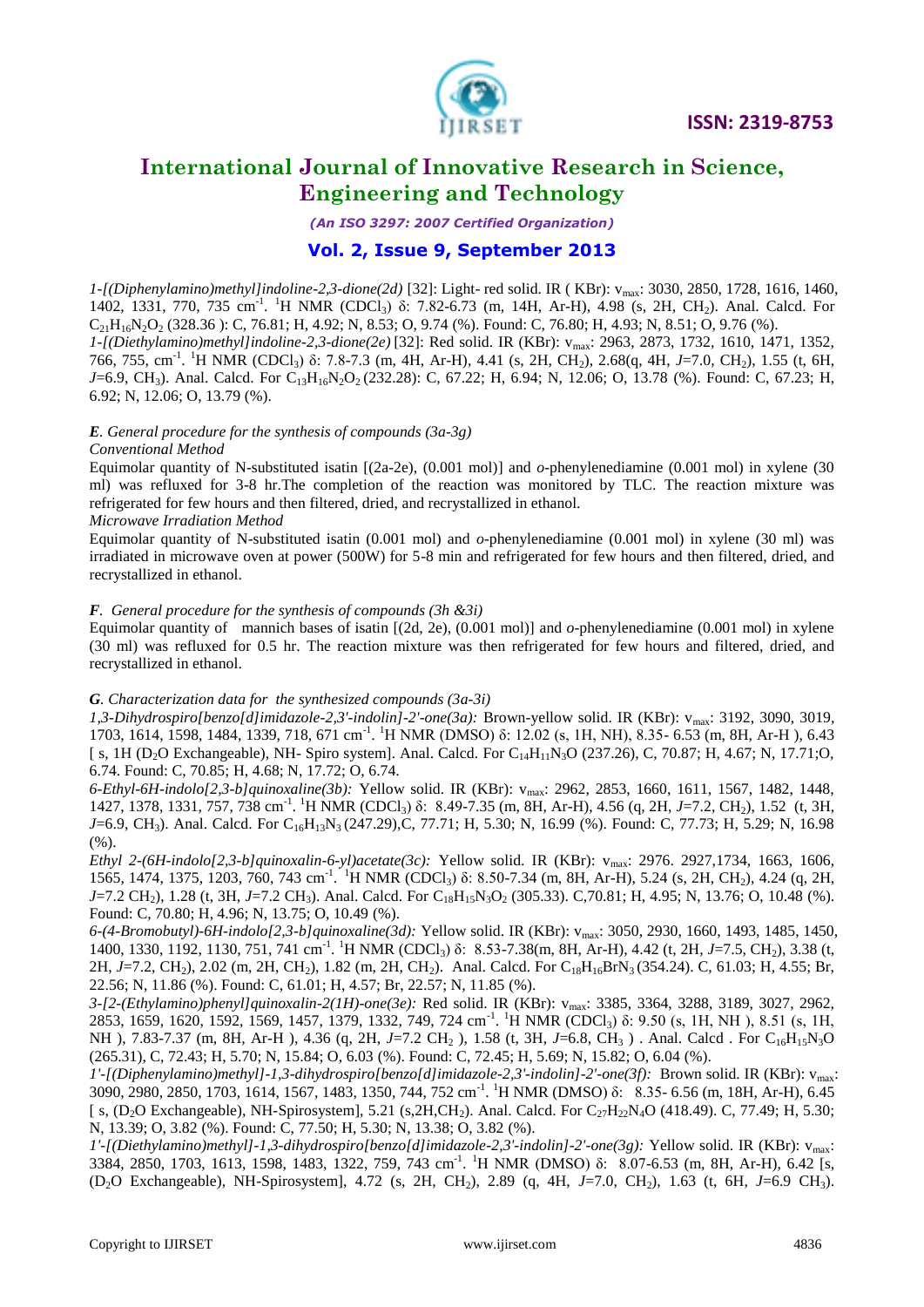*1-[(Diphenylamino)methyl]indoline-2,3-dione(2d)* [32]: Light- red solid. IR ( KBr): $v_{max}$: 3030, 2850, 1728, 1616, 1460, 1402, 1331, 770, 735 $cm^{-1}$. $^{1}H$ NMR ($CDCl_3$) δ: 7.82-6.73 (m, 14H, Ar-H), 4.98 (s, 2H, $CH_2$). Anal. Calcd. For $C_{21}H_{16}N_2O_2$ (328.36 ): C, 76.81; H, 4.92; N, 8.53; O, 9.74 (%). Found: C, 76.80; H, 4.93; N, 8.51; O, 9.76 (%).

*1-[(Diethylamino)methyl]indoline-2,3-dione(2e)* [32]: Red solid. IR (KBr): $v_{max}$: 2963, 2873, 1732, 1610, 1471, 1352, 766, 755, $cm^{-1}$. $^{1}H$ NMR ($CDCl_3$) δ: 7.8-7.3 (m, 4H, Ar-H), 4.41 (s, 2H, $CH_2$), 2.68(q, 4H, *J*=7.0, $CH_2$), 1.55 (t, 6H, *J*=6.9, $CH_3$). Anal. Calcd. For $C_{13}H_{16}N_2O_2$ (232.28): C, 67.22; H, 6.94; N, 12.06; O, 13.78 (%). Found: C, 67.23; H, 6.92; N, 12.06; O, 13.79 (%).

### *E. General procedure for the synthesis of compounds (3a-3g)*

*Conventional Method*

Equimolar quantity of N-substituted isatin [(2a-2e), (0.001 mol)] and *o*-phenylenediamine (0.001 mol) in xylene (30 ml) was refluxed for 3-8 hr.The completion of the reaction was monitored by TLC. The reaction mixture was refrigerated for few hours and then filtered, dried, and recrystallized in ethanol.

*Microwave Irradiation Method*

Equimolar quantity of N-substituted isatin (0.001 mol) and *o*-phenylenediamine (0.001 mol) in xylene (30 ml) was irradiated in microwave oven at power (500W) for 5-8 min and refrigerated for few hours and then filtered, dried, and recrystallized in ethanol.

### *F. General procedure for the synthesis of compounds (3h &3i)*

Equimolar quantity of mannich bases of isatin [(2d, 2e), (0.001 mol)] and *o*-phenylenediamine (0.001 mol) in xylene (30 ml) was refluxed for 0.5 hr. The reaction mixture was then refrigerated for few hours and filtered, dried, and recrystallized in ethanol.

### *G. Characterization data for the synthesized compounds (3a-3i)*

*1,3-Dihydrospiro[benzo[d]imidazole-2,3'-indolin]-2'-one(3a):* Brown-yellow solid. IR (KBr): $v_{max}$: 3192, 3090, 3019, 1703, 1614, 1598, 1484, 1339, 718, 671 $cm^{-1}$. $^{1}H$ NMR (DMSO) δ: 12.02 (s, 1H, NH), 8.35- 6.53 (m, 8H, Ar-H ), 6.43 [ s, 1H ($D_2O$ Exchangeable), NH- Spiro system]. Anal. Calcd. For $C_{14}H_{11}N_3O$ (237.26), C, 70.87; H, 4.67; N, 17.71;O, 6.74. Found: C, 70.85; H, 4.68; N, 17.72; O, 6.74.

*6-Ethyl-6H-indolo[2,3-b]quinoxaline(3b):* Yellow solid. IR (KBr): $v_{max}$: 2962, 2853, 1660, 1611, 1567, 1482, 1448, 1427, 1378, 1331, 757, 738 $cm^{-1}$. $^{1}H$ NMR ($CDCl_3$) δ: 8.49-7.35 (m, 8H, Ar-H), 4.56 (q, 2H, *J*=7.2, $CH_2$), 1.52 (t, 3H, *J*=6.9, $CH_3$). Anal. Calcd. For $C_{16}H_{13}N_3$ (247.29),C, 77.71; H, 5.30; N, 16.99 (%). Found: C, 77.73; H, 5.29; N, 16.98 (%).

*Ethyl 2-(6H-indolo[2,3-b]quinoxalin-6-yl)acetate(3c):* Yellow solid. IR (KBr): $v_{max}$: 2976. 2927,1734, 1663, 1606, 1565, 1474, 1375, 1203, 760, 743 $cm^{-1}$. $^{1}H$ NMR ($CDCl_3$) δ: 8.50-7.34 (m, 8H, Ar-H), 5.24 (s, 2H, $CH_2$), 4.24 (q, 2H, *J*=7.2 $CH_2$), 1.28 (t, 3H, *J*=7.2 $CH_3$). Anal. Calcd. For $C_{18}H_{15}N_3O_2$ (305.33). C,70.81; H, 4.95; N, 13.76; O, 10.48 (%). Found: C, 70.80; H, 4.96; N, 13.75; O, 10.49 (%).

*6-(4-Bromobutyl)-6H-indolo[2,3-b]quinoxaline(3d):* Yellow solid. IR (KBr): $v_{max}$: 3050, 2930, 1660, 1493, 1485, 1450, 1400, 1330, 1192, 1130, 751, 741 $cm^{-1}$. $^{1}H$ NMR ($CDCl_3$) δ: 8.53-7.38(m, 8H, Ar-H), 4.42 (t, 2H, *J*=7.5, $CH_2$), 3.38 (t, 2H, *J*=7.2, $CH_2$), 2.02 (m, 2H, $CH_2$), 1.82 (m, 2H, $CH_2$). Anal. Calcd. For $C_{18}H_{16}BrN_3$ (354.24). C, 61.03; H, 4.55; Br, 22.56; N, 11.86 (%). Found: C, 61.01; H, 4.57; Br, 22.57; N, 11.85 (%).

*3-[2-(Ethylamino)phenyl]quinoxalin-2(1H)-one(3e):* Red solid. IR (KBr): $v_{max}$: 3385, 3364, 3288, 3189, 3027, 2962, 2853, 1659, 1620, 1592, 1569, 1457, 1379, 1332, 749, 724 $cm^{-1}$. $^{1}H$ NMR ($CDCl_3$) δ: 9.50 (s, 1H, NH ), 8.51 (s, 1H, NH ), 7.83-7.37 (m, 8H, Ar-H ), 4.36 (q, 2H, *J*=7.2 $CH_2$ ), 1.58 (t, 3H, *J*=6.8, $CH_3$ ) . Anal. Calcd . For $C_{16}H_{15}N_3O$ (265.31), C, 72.43; H, 5.70; N, 15.84; O, 6.03 (%). Found: C, 72.45; H, 5.69; N, 15.82; O, 6.04 (%).

*1'-[(Diphenylamino)methyl]-1,3-dihydrospiro[benzo[d]imidazole-2,3'-indolin]-2'-one(3f):* Brown solid. IR (KBr): $v_{max}$: 3090, 2980, 2850, 1703, 1614, 1567, 1483, 1350, 744, 752 $cm^{-1}$. $^{1}H$ NMR (DMSO) δ: 8.35- 6.56 (m, 18H, Ar-H), 6.45 [ s, ($D_2O$ Exchangeable), NH-Spirosystem], 5.21 (s,2H,$CH_2$). Anal. Calcd. For $C_{27}H_{22}N_4O$ (418.49). C, 77.49; H, 5.30; N, 13.39; O, 3.82 (%). Found: C, 77.50; H, 5.30; N, 13.38; O, 3.82 (%).

*1'-[(Diethylamino)methyl]-1,3-dihydrospiro[benzo[d]imidazole-2,3'-indolin]-2'-one(3g):* Yellow solid. IR (KBr): $v_{max}$: 3384, 2850, 1703, 1613, 1598, 1483, 1322, 759, 743 $cm^{-1}$. $^{1}H$ NMR (DMSO) δ: 8.07-6.53 (m, 8H, Ar-H), 6.42 [s, ($D_2O$ Exchangeable), NH-Spirosystem], 4.72 (s, 2H, $CH_2$), 2.89 (q, 4H, *J*=7.0, $CH_2$), 1.63 (t, 6H, *J*=6.9 $CH_3$).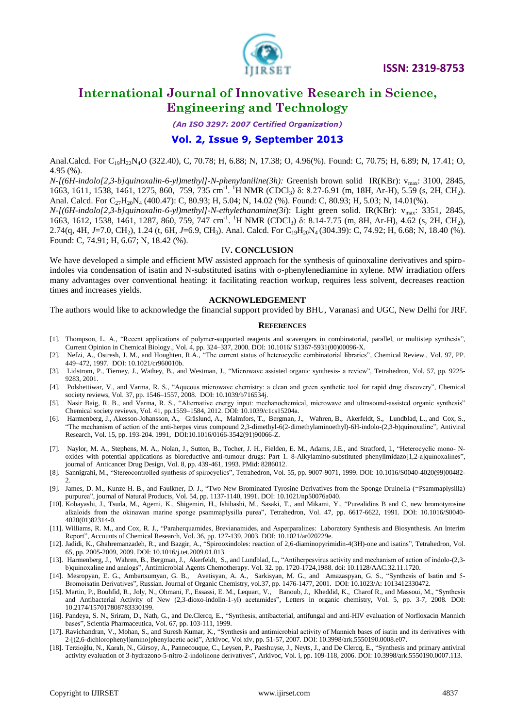Anal.Calcd. For $C_{19}H_{22}N_4O$ (322.40), C, 70.78; H, 6.88; N, 17.38; O, 4.96(%). Found: C, 70.75; H, 6.89; N, 17.41; O, 4.95 (%).

*N-[(6H-indolo[2,3-b]quinoxalin-6-yl)methyl]-N-phenylaniline(3h):* Greenish brown solid IR(KBr): $v_{max}$: 3100, 2845, 1663, 1611, 1538, 1461, 1275, 860, 759, 735 $cm^{-1}$. $^1$H NMR ($CDCl_3$) δ: 8.27-6.91 (m, 18H, Ar-H), 5.59 (s, 2H, $CH_2$). Anal. Calcd. For $C_{27}H_{20}N_4$ (400.47): C, 80.93; H, 5.04; N, 14.02 (%). Found: C, 80.93; H, 5.03; N, 14.01(%).

*N-[(6H-indolo[2,3-b]quinoxalin-6-yl)methyl]-N-ethylethanamine(3i)*: Light green solid. IR(KBr): $v_{max}$: 3351, 2845, 1663, 1612, 1538, 1461, 1287, 860, 759, 747 $cm^{-1}$. $^1$H NMR ($CDCl_3$) δ: 8.14-7.75 (m, 8H, Ar-H), 4.62 (s, 2H, $CH_2$), 2.74(q, 4H, *J*=7.0, $CH_2$), 1.24 (t, 6H, *J*=6.9, $CH_3$). Anal. Calcd. For $C_{19}H_{20}N_4$ (304.39): C, 74.92; H, 6.68; N, 18.40 (%). Found: C, 74.91; H, 6.67; N, 18.42 (%).

## IV. CONCLUSION

We have developed a simple and efficient MW assisted approach for the synthesis of quinoxaline derivatives and spiro-indoles via condensation of isatin and N-substituted isatins with *o*-phenylenediamine in xylene. MW irradiation offers many advantages over conventional heating: it facilitating reaction workup, requires less solvent, decreases reaction times and increases yields.

## ACKNOWLEDGEMENT

The authors would like to acknowledge the financial support provided by BHU, Varanasi and UGC, New Delhi for JRF.

## REFERENCES

[1]. Thompson, L. A., "Recent applications of polymer-supported reagents and scavengers in combinatorial, parallel, or multistep synthesis", Current Opinion in Chemical Biology., Vol. 4, pp. 324–337, 2000. DOI: 10.1016/ S1367-5931(00)00096-X.

[2]. Nefzi, A., Ostresh, J. M., and Houghten, R.A., "The current status of heterocyclic combinatorial libraries", Chemical Review., Vol. 97, PP. 449–472, 1997. DOI: 10.1021/cr960010b.

[3]. Lidstrom, P., Tierney, J., Wathey, B., and Westman, J., "Microwave assisted organic synthesis- a review", Tetrahedron, Vol. 57, pp. 9225-9283, 2001.

[4]. Polshettiwar, V., and Varma, R. S., "Aqueous microwave chemistry: a clean and green synthetic tool for rapid drug discovery", Chemical society reviews, Vol. 37, pp. 1546–1557, 2008. DOI: 10.1039/b716534j.

[5]. Nasir Baig, R. B., and Varma, R. S., "Alternative energy input: mechanochemical, microwave and ultrasound-assisted organic synthesis" Chemical society reviews, Vol. 41, pp.1559–1584, 2012. DOI: 10.1039/c1cs15204a.

[6]. Harmenberg, J., Akesson-Johansson, A., Gräslund, A., Malmfors, T., Bergman, J., Wahren, B., Akerfeldt, S., Lundblad, L., and Cox, S., "The mechanism of action of the anti-herpes virus compound 2,3-dimethyl-6(2-dimethylaminoethyl)-6H-indolo-(2,3-b)quinoxaline", Antiviral Research, Vol. 15, pp. 193-204. 1991, DOI:10.1016/0166-3542(91)90066-Z.

[7]. Naylor, M. A., Stephens, M. A., Nolan, J., Sutton, B., Tocher, J. H., Fielden, E. M., Adams, J.E., and Stratford, I., "Heterocyclic mono- N-oxides with potential applications as bioreductive anti-tumour drugs: Part 1. 8-Alkylamino-substituted phenylimidazo[1,2-a]quinoxalines", journal of Anticancer Drug Design, Vol. 8, pp. 439-461, 1993. PMid: 8286012.

[8]. Sannigrahi, M., "Stereocontrolled synthesis of spirocyclics", Tetrahedron, Vol. 55, pp. 9007-9071, 1999. DOI: 10.1016/S0040-4020(99)00482-2.

[9]. James, D. M., Kunze H. B., and Faulkner, D. J., "Two New Brominated Tyrosine Derivatives from the Sponge Druinella (=Psammaplysilla) purpurea", journal of Natural Products, Vol. 54, pp. 1137-1140, 1991. DOI: 10.1021/np50076a040.

[10]. Kobayashi, J., Tsuda, M., Agemi, K., Shigemiri, H., Ishibashi, M., Sasaki, T., and Mikami, Y., "Purealidins B and C, new bromotyrosine alkaloids from the okinawan marine sponge psammaplysilla purea", Tetrahedron, Vol. 47, pp. 6617-6622, 1991. DOI: 10.1016/S0040-4020(01)82314-0.

[11]. Williams, R. M., and Cox, R. J., "Paraherquamides, Brevianamides, and Asperparalines: Laboratory Synthesis and Biosynthesis. An Interim Report", Accounts of Chemical Research, Vol. 36, pp. 127-139, 2003. DOI: 10.1021/ar020229e.

[12]. Jadidi, K., Ghahremanzadeh, R., and Bazgir, A., "Spirooxindoles: reaction of 2,6-diaminopyrimidin-4(3H)-one and isatins", Tetrahedron, Vol. 65, pp. 2005-2009, 2009. DOI: 10.1016/j.tet.2009.01.013.

[13]. Harmenberg, J., Wahren, B., Bergman, J., Akerfeldt, S., and Lundblad, L., "Antiherpesvirus activity and mechanism of action of indolo-(2,3-b)quinoxaline and analogs", Antimicrobial Agents Chemotherapy. Vol. 32. pp. 1720-1724,1988. doi: 10.1128/AAC.32.11.1720.

[14]. Mesropyan, E. G., Ambartsumyan, G. B., Avetisyan, A. A., Sarkisyan, M. G., and Amazaspyan, G. S., "Synthesis of Isatin and 5-Bromoisatin Derivatives", Russian. Journal of Organic Chemistry, vol.37, pp. 1476-1477, 2001. DOI: 10.1023/A: 1013412330472.

[15]. Martin, P., Bouhfid, R., Joly, N., Ohmani, F., Essassi, E. M., Lequart, V., Banoub, J., Kheddid, K., Charof R., and Massoui, M., "Synthesis and Antibacterial Activity of New (2,3-dioxo-indolin-1-yl) acetamides", Letters in organic chemistry, Vol. 5, pp. 3-7, 2008. DOI: 10.2174/157017808783330199.

[16]. Pandeya, S. N., Sriram, D., Nath, G., and De.Clercq, E., "Synthesis, antibacterial, antifungal and anti-HIV evaluation of Norfloxacin Mannich bases", Scientia Pharmaceutica, Vol. 67, pp. 103-111, 1999.

[17]. Ravichandran, V., Mohan, S., and Suresh Kumar, K., "Synthesis and antimicrobial activity of Mannich bases of isatin and its derivatives with 2-[(2,6-dichlorophenyl)amino]phenylacetic acid", Arkivoc, Vol xiv, pp. 51-57, 2007. DOI: 10.3998/ark.5550190.0008.e07.

[18]. Terzioğlu, N., Karalı, N., Gürsoy, A., Pannecouque, C., Leysen, P., Paeshuyse, J., Neyts, J., and De Clercq, E., "Synthesis and primary antiviral activity evaluation of 3-hydrazono-5-nitro-2-indolinone derivatives", Arkivoc, Vol. i, pp. 109-118, 2006. DOI: 10.3998/ark.5550190.0007.113.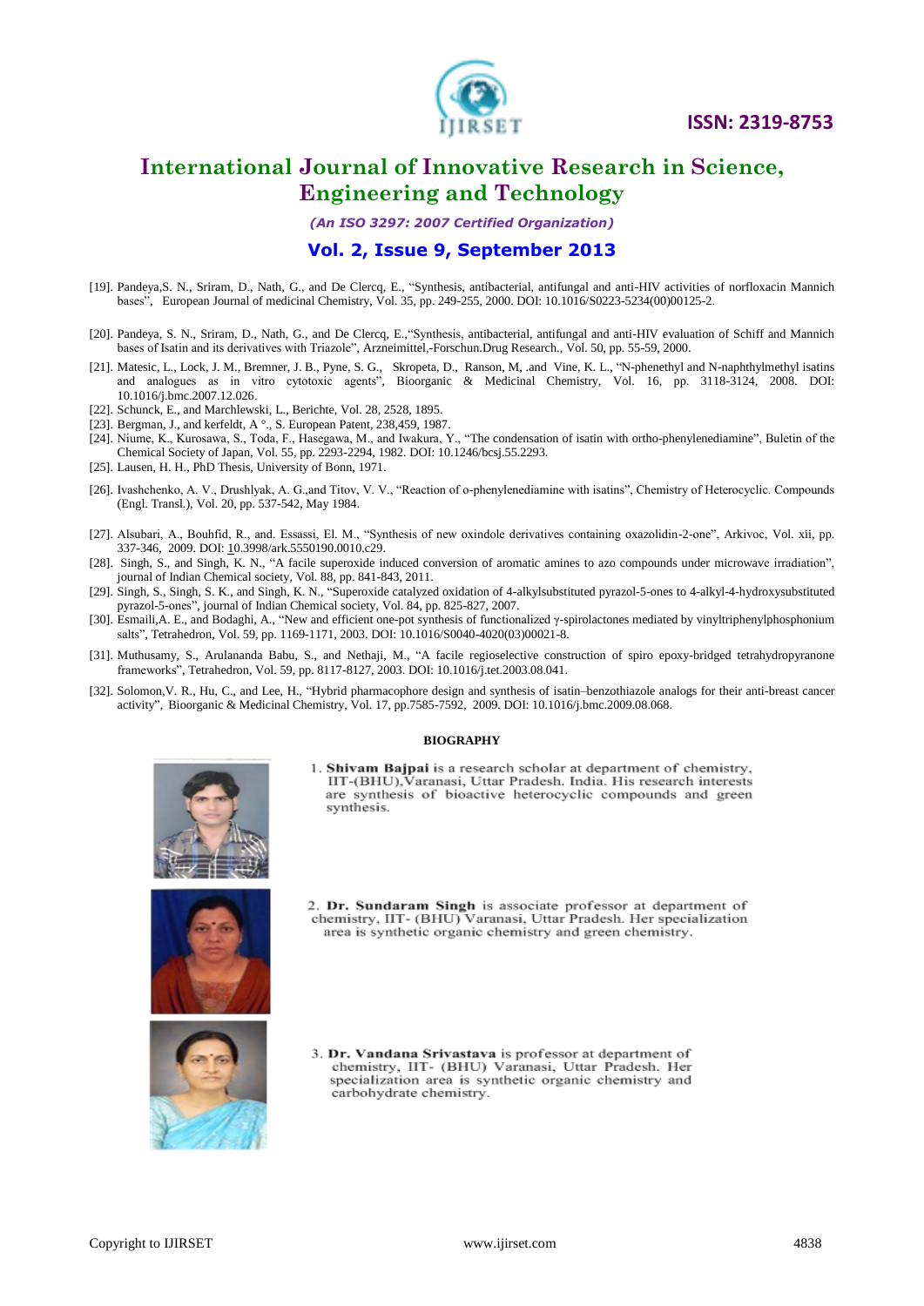[19]. Pandeya,S. N., Sriram, D., Nath, G., and De Clercq, E., "Synthesis, antibacterial, antifungal and anti-HIV activities of norfloxacin Mannich bases", European Journal of medicinal Chemistry, Vol. 35, pp. 249-255, 2000. DOI: 10.1016/S0223-5234(00)00125-2.

[20]. Pandeya, S. N., Sriram, D., Nath, G., and De Clercq, E.,"Synthesis, antibacterial, antifungal and anti-HIV evaluation of Schiff and Mannich bases of Isatin and its derivatives with Triazole", Arzneimittel,-Forschun.Drug Research., Vol. 50, pp. 55-59, 2000.

[21]. Matesic, L., Lock, J. M., Bremner, J. B., Pyne, S. G., Skropeta, D., Ranson, M, .and Vine, K. L., "N-phenethyl and N-naphthylmethyl isatins and analogues as in vitro cytotoxic agents", Bioorganic & Medicinal Chemistry, Vol. 16, pp. 3118-3124, 2008. DOI: 10.1016/j.bmc.2007.12.026.

[22]. Schunck, E., and Marchlewski, L., Berichte, Vol. 28, 2528, 1895.

[23]. Bergman, J., and kerfeldt, A °., S. European Patent, 238,459, 1987.

[24]. Niume, K., Kurosawa, S., Toda, F., Hasegawa, M., and Iwakura, Y., "The condensation of isatin with ortho-phenylenediamine", Buletin of the Chemical Society of Japan, Vol. 55, pp. 2293-2294, 1982. DOI: 10.1246/bcsj.55.2293.

[25]. Lausen, H. H., PhD Thesis, University of Bonn, 1971.

[26]. Ivashchenko, A. V., Drushlyak, A. G.,and Titov, V. V., "Reaction of o-phenylenediamine with isatins", Chemistry of Heterocyclic. Compounds (Engl. Transl.), Vol. 20, pp. 537-542, May 1984.

[27]. Alsubari, A., Bouhfid, R., and. Essassi, El. M., "Synthesis of new oxindole derivatives containing oxazolidin-2-one", Arkivoc, Vol. xii, pp. 337-346, 2009. DOI: 10.3998/ark.5550190.0010.c29.

[28]. Singh, S., and Singh, K. N., "A facile superoxide induced conversion of aromatic amines to azo compounds under microwave irradiation", journal of Indian Chemical society, Vol. 88, pp. 841-843, 2011.

[29]. Singh, S., Singh, S. K., and Singh, K. N., "Superoxide catalyzed oxidation of 4-alkylsubstituted pyrazol-5-ones to 4-alkyl-4-hydroxysubstituted pyrazol-5-ones", journal of Indian Chemical society, Vol. 84, pp. 825-827, 2007.

[30]. Esmaili,A. E., and Bodaghi, A., "New and efficient one-pot synthesis of functionalized γ-spirolactones mediated by vinyltriphenylphosphonium salts", Tetrahedron, Vol. 59, pp. 1169-1171, 2003. DOI: 10.1016/S0040-4020(03)00021-8.

[31]. Muthusamy, S., Arulananda Babu, S., and Nethaji, M., "A facile regioselective construction of spiro epoxy-bridged tetrahydropyranone frameworks", Tetrahedron, Vol. 59, pp. 8117-8127, 2003. DOI: 10.1016/j.tet.2003.08.041.

[32]. Solomon,V. R., Hu, C., and Lee, H., "Hybrid pharmacophore design and synthesis of isatin–benzothiazole analogs for their anti-breast cancer activity", Bioorganic & Medicinal Chemistry, Vol. 17, pp.7585-7592, 2009. DOI: 10.1016/j.bmc.2009.08.068.

## BIOGRAPHY

1. **Shivam Bajpai** is a research scholar at department of chemistry, IIT-(BHU),Varanasi, Uttar Pradesh. India. His research interests are synthesis of bioactive heterocyclic compounds and green synthesis.

2. **Dr. Sundaram Singh** is associate professor at department of chemistry, IIT- (BHU) Varanasi, Uttar Pradesh. Her specialization area is synthetic organic chemistry and green chemistry.

3. **Dr. Vandana Srivastava** is professor at department of chemistry, IIT- (BHU) Varanasi, Uttar Pradesh. Her specialization area is synthetic organic chemistry and carbohydrate chemistry.